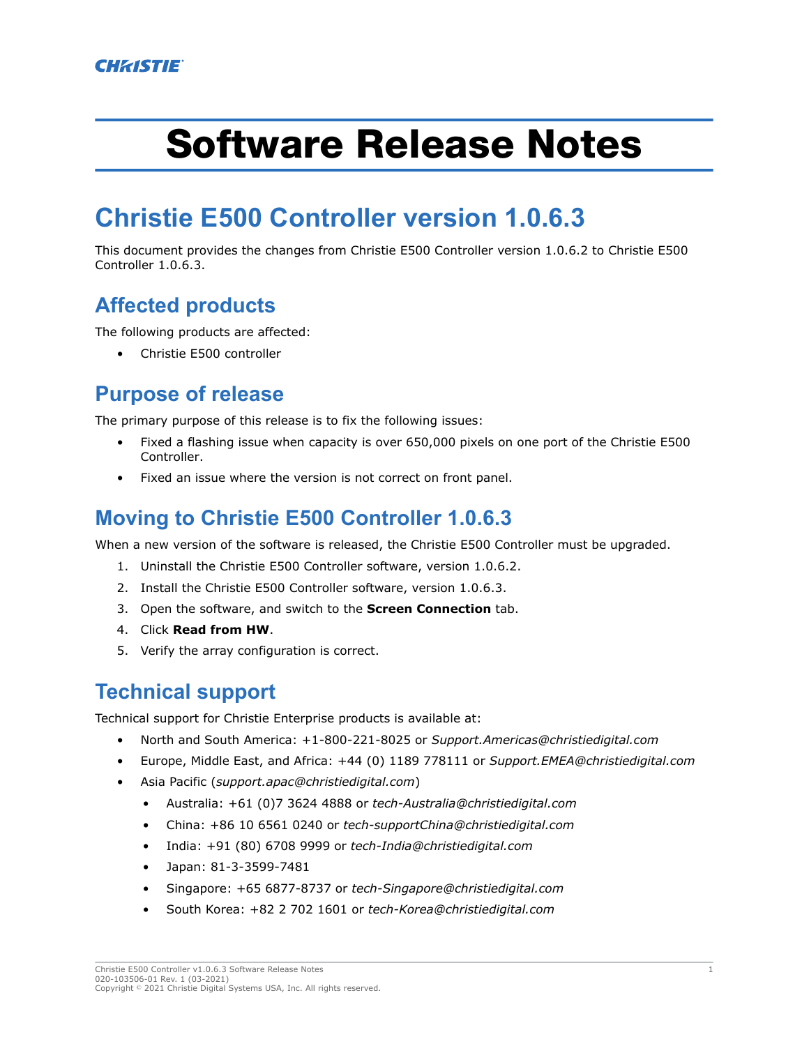# Software Release Notes

## Christie E500 Controller version 1.0.6.3

This document provides the changes from Christie E500 Controller version 1.0.6.2 to Christie E500 Controller 1.0.6.3.

### Affected products

The following products are affected:

- Christie E500 controller

### Purpose of release

The primary purpose of this release is to fix the following issues:

- Fixed a flashing issue when capacity is over 650,000 pixels on one port of the Christie E500 Controller.
- Fixed an issue where the version is not correct on front panel.

### Moving to Christie E500 Controller 1.0.6.3

When a new version of the software is released, the Christie E500 Controller must be upgraded.

1. Uninstall the Christie E500 Controller software, version 1.0.6.2.
2. Install the Christie E500 Controller software, version 1.0.6.3.
3. Open the software, and switch to the **Screen Connection** tab.
4. Click **Read from HW**.
5. Verify the array configuration is correct.

### Technical support

Technical support for Christie Enterprise products is available at:

- North and South America: +1-800-221-8025 or *Support.Americas@christiedigital.com*
- Europe, Middle East, and Africa: +44 (0) 1189 778111 or *Support.EMEA@christiedigital.com*
- Asia Pacific (*support.apac@christiedigital.com*)
    - Australia: +61 (0)7 3624 4888 or *tech-Australia@christiedigital.com*
    - China: +86 10 6561 0240 or *tech-supportChina@christiedigital.com*
    - India: +91 (80) 6708 9999 or *tech-India@christiedigital.com*
    - Japan: 81-3-3599-7481
    - Singapore: +65 6877-8737 or *tech-Singapore@christiedigital.com*
    - South Korea: +82 2 702 1601 or *tech-Korea@christiedigital.com*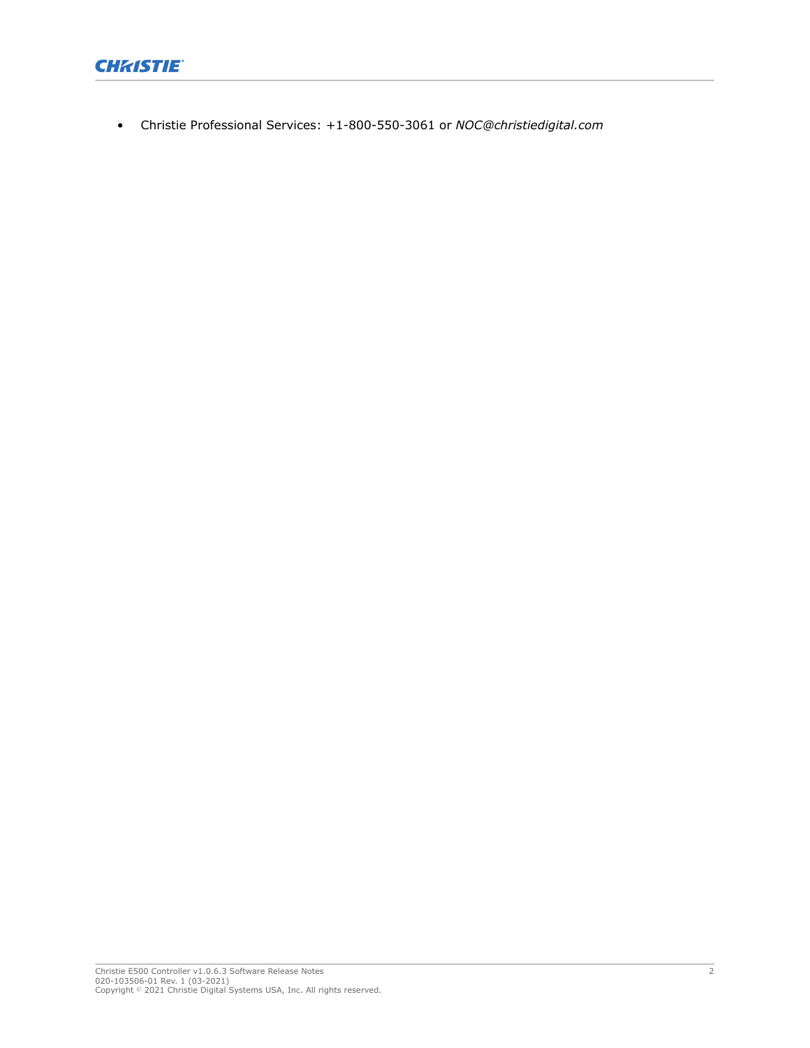- Christie Professional Services: +1-800-550-3061 or *NOC@christiedigital.com*